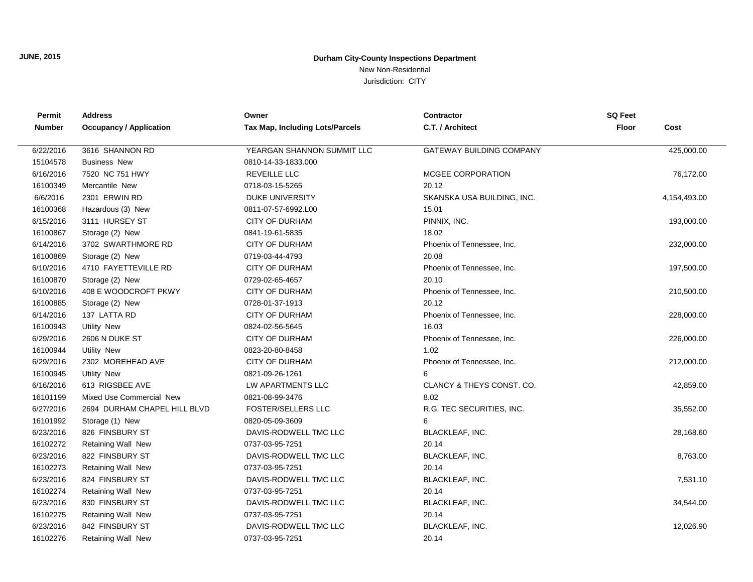**JUNE, 2015**

**Durham City-County Inspections Department**

New Non-Residential

Jurisdiction: CITY

| Permit Number | Address / Occupancy / Application | Owner / Tax Map, Including Lots/Parcels | Contractor / C.T. / Architect | SQ Feet Floor | Cost |
|---|---|---|---|---|---|
| 6/22/2016 | 3616 SHANNON RD | YEARGAN SHANNON SUMMIT LLC | GATEWAY BUILDING COMPANY | | 425,000.00 |
| 15104578 | Business New | 0810-14-33-1833.000 | | | |
| 6/16/2016 | 7520 NC 751 HWY | REVEILLE LLC | MCGEE CORPORATION | | 76,172.00 |
| 16100349 | Mercantile New | 0718-03-15-5265 | 20.12 | | |
| 6/6/2016 | 2301 ERWIN RD | DUKE UNIVERSITY | SKANSKA USA BUILDING, INC. | | 4,154,493.00 |
| 16100368 | Hazardous (3) New | 0811-07-57-6992.L00 | 15.01 | | |
| 6/15/2016 | 3111 HURSEY ST | CITY OF DURHAM | PINNIX, INC. | | 193,000.00 |
| 16100867 | Storage (2) New | 0841-19-61-5835 | 18.02 | | |
| 6/14/2016 | 3702 SWARTHMORE RD | CITY OF DURHAM | Phoenix of Tennessee, Inc. | | 232,000.00 |
| 16100869 | Storage (2) New | 0719-03-44-4793 | 20.08 | | |
| 6/10/2016 | 4710 FAYETTEVILLE RD | CITY OF DURHAM | Phoenix of Tennessee, Inc. | | 197,500.00 |
| 16100870 | Storage (2) New | 0729-02-65-4657 | 20.10 | | |
| 6/10/2016 | 408 E WOODCROFT PKWY | CITY OF DURHAM | Phoenix of Tennessee, Inc. | | 210,500.00 |
| 16100885 | Storage (2) New | 0728-01-37-1913 | 20.12 | | |
| 6/14/2016 | 137 LATTA RD | CITY OF DURHAM | Phoenix of Tennessee, Inc. | | 228,000.00 |
| 16100943 | Utility New | 0824-02-56-5645 | 16.03 | | |
| 6/29/2016 | 2606 N DUKE ST | CITY OF DURHAM | Phoenix of Tennessee, Inc. | | 226,000.00 |
| 16100944 | Utility New | 0823-20-80-8458 | 1.02 | | |
| 6/29/2016 | 2302 MOREHEAD AVE | CITY OF DURHAM | Phoenix of Tennessee, Inc. | | 212,000.00 |
| 16100945 | Utility New | 0821-09-26-1261 | 6 | | |
| 6/16/2016 | 613 RIGSBEE AVE | LW APARTMENTS LLC | CLANCY & THEYS CONST. CO. | | 42,859.00 |
| 16101199 | Mixed Use Commercial New | 0821-08-99-3476 | 8.02 | | |
| 6/27/2016 | 2694 DURHAM CHAPEL HILL BLVD | FOSTER/SELLERS LLC | R.G. TEC SECURITIES, INC. | | 35,552.00 |
| 16101992 | Storage (1) New | 0820-05-09-3609 | 6 | | |
| 6/23/2016 | 826 FINSBURY ST | DAVIS-RODWELL TMC LLC | BLACKLEAF, INC. | | 28,168.60 |
| 16102272 | Retaining Wall New | 0737-03-95-7251 | 20.14 | | |
| 6/23/2016 | 822 FINSBURY ST | DAVIS-RODWELL TMC LLC | BLACKLEAF, INC. | | 8,763.00 |
| 16102273 | Retaining Wall New | 0737-03-95-7251 | 20.14 | | |
| 6/23/2016 | 824 FINSBURY ST | DAVIS-RODWELL TMC LLC | BLACKLEAF, INC. | | 7,531.10 |
| 16102274 | Retaining Wall New | 0737-03-95-7251 | 20.14 | | |
| 6/23/2016 | 830 FINSBURY ST | DAVIS-RODWELL TMC LLC | BLACKLEAF, INC. | | 34,544.00 |
| 16102275 | Retaining Wall New | 0737-03-95-7251 | 20.14 | | |
| 6/23/2016 | 842 FINSBURY ST | DAVIS-RODWELL TMC LLC | BLACKLEAF, INC. | | 12,026.90 |
| 16102276 | Retaining Wall New | 0737-03-95-7251 | 20.14 | | |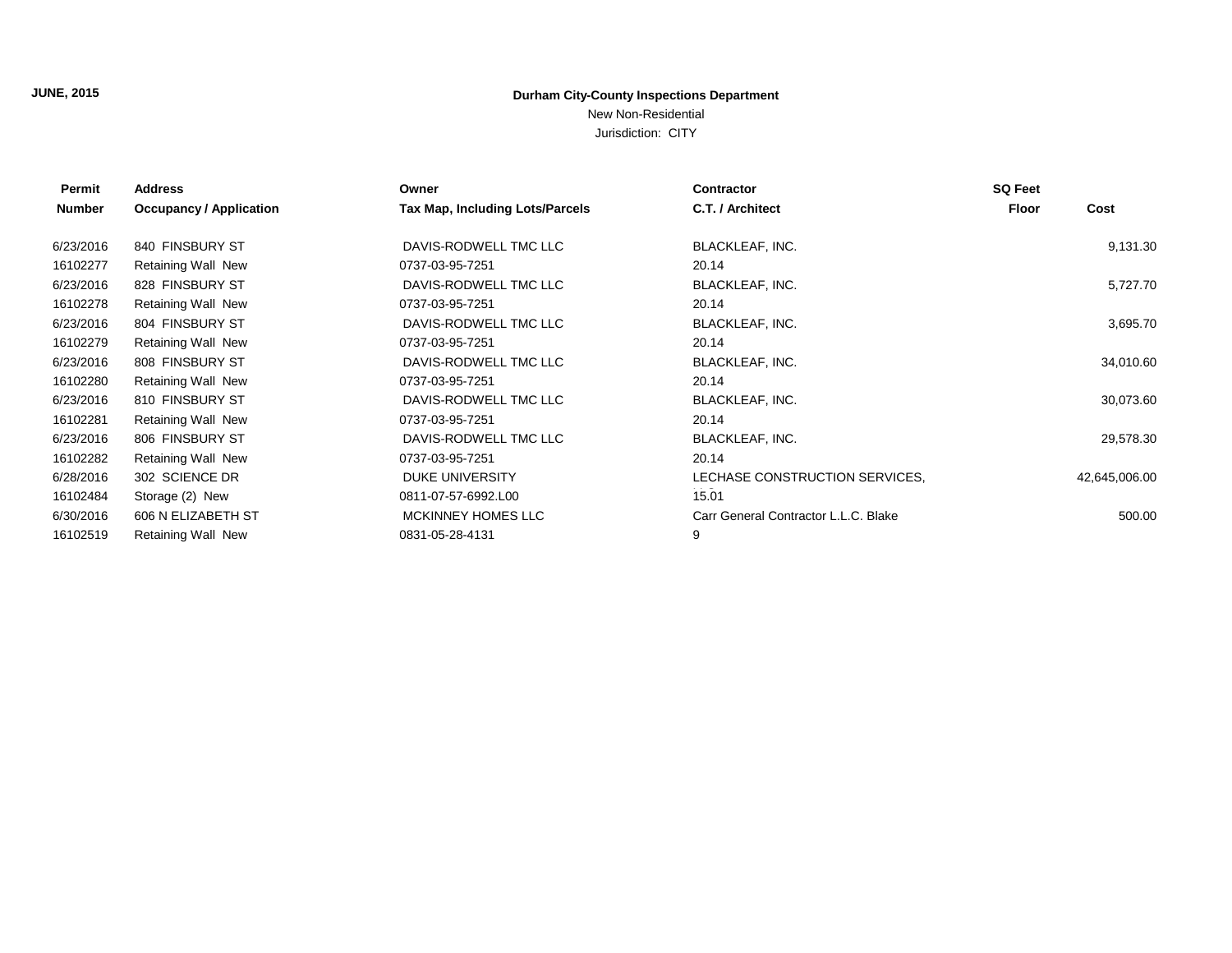JUNE, 2015

**Durham City-County Inspections Department**

New Non-Residential

Jurisdiction: CITY

| Permit Number | Address / Occupancy / Application | Owner / Tax Map, Including Lots/Parcels | Contractor / C.T. / Architect | SQ Feet Floor | Cost |
|---|---|---|---|---|---|
| 6/23/2016 | 840 FINSBURY ST | DAVIS-RODWELL TMC LLC | BLACKLEAF, INC. | | 9,131.30 |
| 16102277 | Retaining Wall New | 0737-03-95-7251 | 20.14 | | |
| 6/23/2016 | 828 FINSBURY ST | DAVIS-RODWELL TMC LLC | BLACKLEAF, INC. | | 5,727.70 |
| 16102278 | Retaining Wall New | 0737-03-95-7251 | 20.14 | | |
| 6/23/2016 | 804 FINSBURY ST | DAVIS-RODWELL TMC LLC | BLACKLEAF, INC. | | 3,695.70 |
| 16102279 | Retaining Wall New | 0737-03-95-7251 | 20.14 | | |
| 6/23/2016 | 808 FINSBURY ST | DAVIS-RODWELL TMC LLC | BLACKLEAF, INC. | | 34,010.60 |
| 16102280 | Retaining Wall New | 0737-03-95-7251 | 20.14 | | |
| 6/23/2016 | 810 FINSBURY ST | DAVIS-RODWELL TMC LLC | BLACKLEAF, INC. | | 30,073.60 |
| 16102281 | Retaining Wall New | 0737-03-95-7251 | 20.14 | | |
| 6/23/2016 | 806 FINSBURY ST | DAVIS-RODWELL TMC LLC | BLACKLEAF, INC. | | 29,578.30 |
| 16102282 | Retaining Wall New | 0737-03-95-7251 | 20.14 | | |
| 6/28/2016 | 302 SCIENCE DR | DUKE UNIVERSITY | LECHASE CONSTRUCTION SERVICES, | | 42,645,006.00 |
| 16102484 | Storage (2) New | 0811-07-57-6992.L00 | 15.01 | | |
| 6/30/2016 | 606 N ELIZABETH ST | MCKINNEY HOMES LLC | Carr General Contractor L.L.C. Blake | | 500.00 |
| 16102519 | Retaining Wall New | 0831-05-28-4131 | 9 | | |